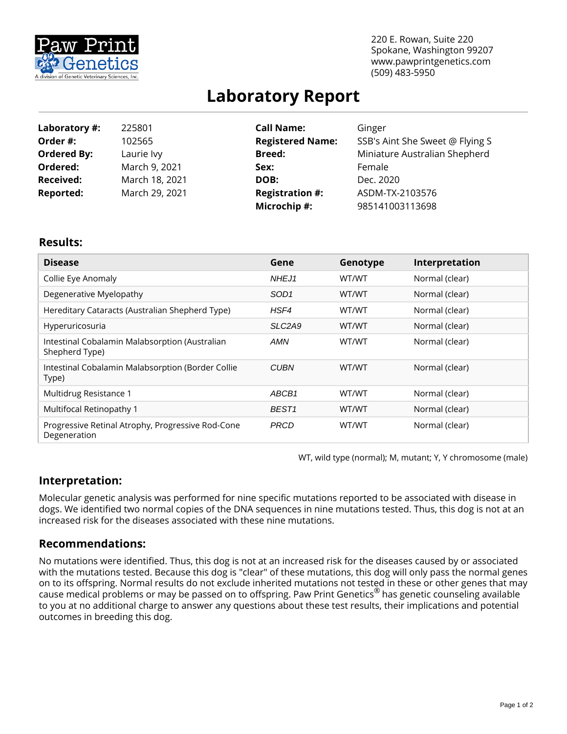Paw Print Genetics
A division of Genetic Veterinary Sciences, Inc.

220 E. Rowan, Suite 220
Spokane, Washington 99207
www.pawprintgenetics.com
(509) 483-5950

# Laboratory Report

| | | | |
|---|---|---|---|
| **Laboratory #:** | 225801 | **Call Name:** | Ginger |
| **Order #:** | 102565 | **Registered Name:** | SSB's Aint She Sweet @ Flying S |
| **Ordered By:** | Laurie Ivy | **Breed:** | Miniature Australian Shepherd |
| **Ordered:** | March 9, 2021 | **Sex:** | Female |
| **Received:** | March 18, 2021 | **DOB:** | Dec. 2020 |
| **Reported:** | March 29, 2021 | **Registration #:** | ASDM-TX-2103576 |
| | | **Microchip #:** | 985141003113698 |

## Results:

| Disease | Gene | Genotype | Interpretation |
|---|---|---|---|
| Collie Eye Anomaly | *NHEJ1* | WT/WT | Normal (clear) |
| Degenerative Myelopathy | *SOD1* | WT/WT | Normal (clear) |
| Hereditary Cataracts (Australian Shepherd Type) | *HSF4* | WT/WT | Normal (clear) |
| Hyperuricosuria | *SLC2A9* | WT/WT | Normal (clear) |
| Intestinal Cobalamin Malabsorption (Australian Shepherd Type) | *AMN* | WT/WT | Normal (clear) |
| Intestinal Cobalamin Malabsorption (Border Collie Type) | *CUBN* | WT/WT | Normal (clear) |
| Multidrug Resistance 1 | *ABCB1* | WT/WT | Normal (clear) |
| Multifocal Retinopathy 1 | *BEST1* | WT/WT | Normal (clear) |
| Progressive Retinal Atrophy, Progressive Rod-Cone Degeneration | *PRCD* | WT/WT | Normal (clear) |

WT, wild type (normal); M, mutant; Y, Y chromosome (male)

## Interpretation:

Molecular genetic analysis was performed for nine specific mutations reported to be associated with disease in dogs. We identified two normal copies of the DNA sequences in nine mutations tested. Thus, this dog is not at an increased risk for the diseases associated with these nine mutations.

## Recommendations:

No mutations were identified. Thus, this dog is not at an increased risk for the diseases caused by or associated with the mutations tested. Because this dog is "clear" of these mutations, this dog will only pass the normal genes on to its offspring. Normal results do not exclude inherited mutations not tested in these or other genes that may cause medical problems or may be passed on to offspring. Paw Print Genetics® has genetic counseling available to you at no additional charge to answer any questions about these test results, their implications and potential outcomes in breeding this dog.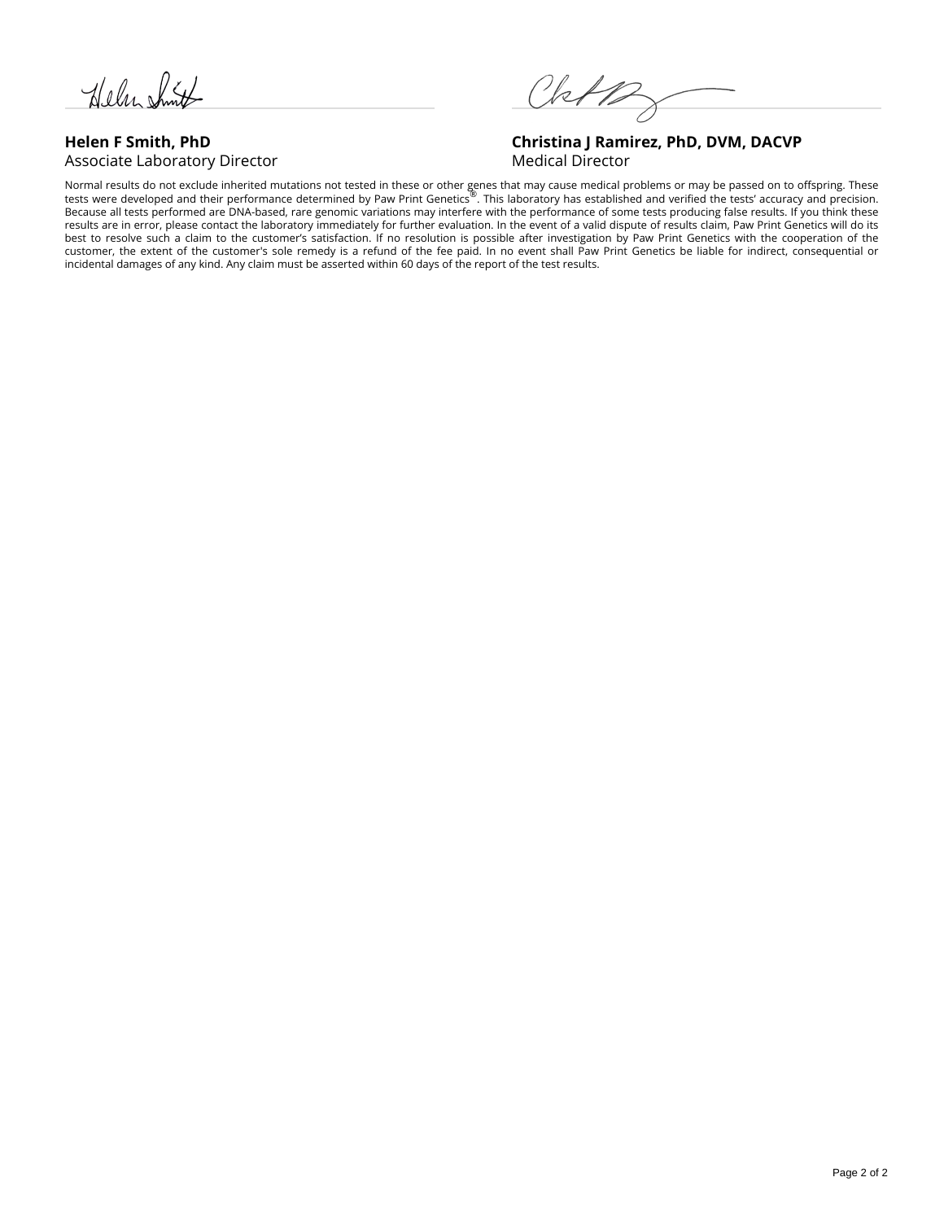**Helen F Smith, PhD**
Associate Laboratory Director

**Christina J Ramirez, PhD, DVM, DACVP**
Medical Director

Normal results do not exclude inherited mutations not tested in these or other genes that may cause medical problems or may be passed on to offspring. These tests were developed and their performance determined by Paw Print Genetics®. This laboratory has established and verified the tests' accuracy and precision. Because all tests performed are DNA-based, rare genomic variations may interfere with the performance of some tests producing false results. If you think these results are in error, please contact the laboratory immediately for further evaluation. In the event of a valid dispute of results claim, Paw Print Genetics will do its best to resolve such a claim to the customer's satisfaction. If no resolution is possible after investigation by Paw Print Genetics with the cooperation of the customer, the extent of the customer's sole remedy is a refund of the fee paid. In no event shall Paw Print Genetics be liable for indirect, consequential or incidental damages of any kind. Any claim must be asserted within 60 days of the report of the test results.